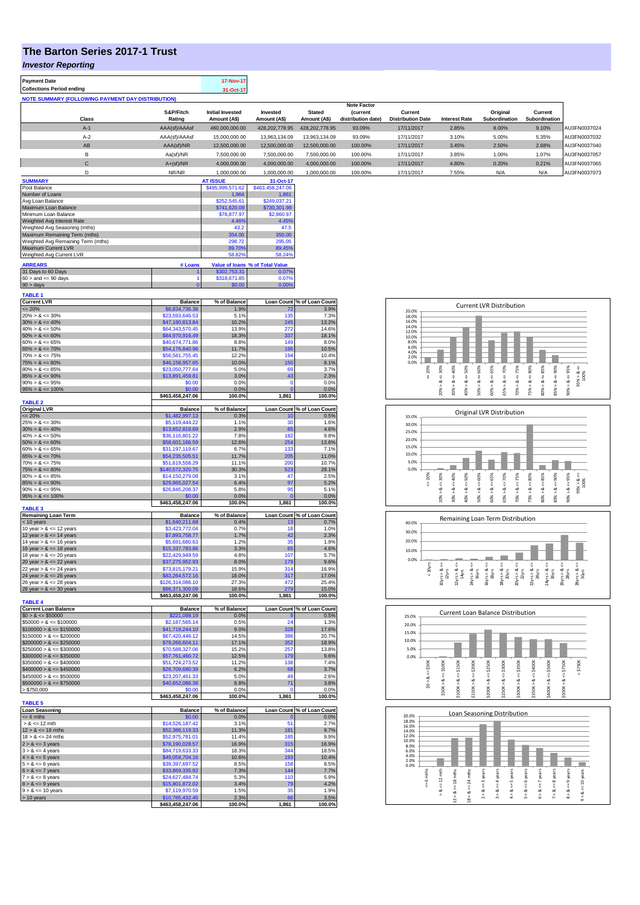# The Barton Series 2017-1 Trust

## *Investor Reporting*

| Payment Date | 17-Nov-17 |
|---|---|
| Collections Period ending | 31-Oct-17 |

**NOTE SUMMARY (FOLLOWING PAYMENT DAY DISTRIBUTION)**

| Class | S&P/Fitch Rating | Initial Invested Amount (A$) | Invested Amount (A$) | Stated Amount (A$) | Note Factor (current distribution date) | Current Distribution Date | Interest Rate | Original Subordination | Current Subordination | |
|---|---|---|---|---|---|---|---|---|---|---|
| A-1 | AAA(sf)/AAAsf | 460,000,000.00 | 428,202,778.95 | 428,202,778.95 | 93.09% | 17/11/2017 | 2.85% | 8.00% | 9.10% | AU3FN0037024 |
| A-2 | AAA(sf)/AAAsf | 15,000,000.00 | 13,963,134.09 | 13,963,134.09 | 93.09% | 17/11/2017 | 3.10% | 5.00% | 5.35% | AU3FN0037032 |
| AB | AAA(sf)/NR | 12,500,000.00 | 12,500,000.00 | 12,500,000.00 | 100.00% | 17/11/2017 | 3.45% | 2.50% | 2.68% | AU3FN0037040 |
| B | Aa(sf)/NR | 7,500,000.00 | 7,500,000.00 | 7,500,000.00 | 100.00% | 17/11/2017 | 3.85% | 1.00% | 1.07% | AU3FN0037057 |
| C | A+(sf)/NR | 4,000,000.00 | 4,000,000.00 | 4,000,000.00 | 100.00% | 17/11/2017 | 4.80% | 0.20% | 0.21% | AU3FN0037065 |
| D | NR/NR | 1,000,000.00 | 1,000,000.00 | 1,000,000.00 | 100.00% | 17/11/2017 | 7.55% | N/A | N/A | AU3FN0037073 |

| SUMMARY | AT ISSUE | 31-Oct-17 |
|---|---|---|
| Pool Balance | $495,999,571.62 | $463,458,247.06 |
| Number of Loans | 1,964 | 1,861 |
| Avg Loan Balance | $252,545.61 | $249,037.21 |
| Maximum Loan Balance | $741,620.09 | $730,301.98 |
| Minimum Loan Balance | $78,877.97 | $2,860.97 |
| Weighted Avg Interest Rate | 4.46% | 4.45% |
| Weighted Avg Seasoning (mths) | 43.2 | 47.5 |
| Maximum Remaining Term (mths) | 354.00 | 350.00 |
| Weighted Avg Remaining Term (mths) | 298.72 | 295.05 |
| Maximum Current LVR | 89.70% | 89.45% |
| Weighted Avg Current LVR | 58.82% | 58.24% |

| ARREARS | # Loans | Value of loans | % of Total Value |
|---|---|---|---|
| 31 Days to 60 Days | 1 | $302,753.31 | 0.07% |
| 60 > and <= 90 days | 1 | $318,671.85 | 0.07% |
| 90 > days | 0 | $0.00 | 0.00% |

**TABLE 1**

| Current LVR | Balance | % of Balance | Loan Count | % of Loan Count |
|---|---|---|---|---|
| <= 20% | $8,834,736.38 | 1.9% | 72 | 3.9% |
| 20% > & <= 30% | $23,593,646.53 | 5.1% | 135 | 7.3% |
| 30% > & <= 40% | $47,180,813.84 | 10.2% | 245 | 13.2% |
| 40% > & <= 50% | $64,343,570.45 | 13.9% | 272 | 14.6% |
| 50% > & <= 60% | $84,970,916.49 | 18.3% | 337 | 18.1% |
| 60% > & <= 65% | $40,674,771.86 | 8.8% | 149 | 8.0% |
| 65% > & <= 70% | $54,176,840.96 | 11.7% | 195 | 10.5% |
| 70% > & <= 75% | $56,581,755.45 | 12.2% | 194 | 10.4% |
| 75% > & <= 80% | $46,158,957.65 | 10.0% | 150 | 8.1% |
| 80% > & <= 85% | $23,050,777.64 | 5.0% | 69 | 3.7% |
| 85% > & <= 90% | $13,891,459.81 | 3.0% | 43 | 2.3% |
| 90% > & <= 95% | $0.00 | 0.0% | 0 | 0.0% |
| 95% > & <= 100% | $0.00 | 0.0% | 0 | 0.0% |
| | $463,458,247.06 | 100.0% | 1,861 | 100.0% |

**TABLE 2**

| Original LVR | Balance | % of Balance | Loan Count | % of Loan Count |
|---|---|---|---|---|
| <= 20% | $1,482,997.13 | 0.3% | 10 | 0.5% |
| 25% > & <= 30% | $5,119,444.22 | 1.1% | 30 | 1.6% |
| 30% > & <= 40% | $13,652,818.69 | 2.9% | 85 | 4.6% |
| 40% > & <= 50% | $36,116,801.22 | 7.8% | 182 | 9.8% |
| 50% > & <= 60% | $58,601,166.59 | 12.6% | 254 | 13.6% |
| 60% > & <= 65% | $31,197,119.67 | 6.7% | 133 | 7.1% |
| 65% > & <= 70% | $54,235,505.51 | 11.7% | 205 | 11.0% |
| 70% > & <= 75% | $51,619,558.29 | 11.1% | 200 | 10.7% |
| 75% > & <= 80% | $140,572,320.75 | 30.3% | 523 | 28.1% |
| 80% > & <= 85% | $14,150,279.08 | 3.1% | 47 | 2.5% |
| 85% > & <= 90% | $29,865,027.54 | 6.4% | 97 | 5.2% |
| 90% > & <= 95% | $26,845,208.37 | 5.8% | 95 | 5.1% |
| 95% > & <= 100% | $0.00 | 0.0% | 0 | 0.0% |
| | $463,458,247.06 | 100.0% | 1,861 | 100.0% |

**TABLE 3**

| Remaining Loan Term | Balance | % of Balance | Loan Count | % of Loan Count |
|---|---|---|---|---|
| < 10 years | $1,640,211.68 | 0.4% | 13 | 0.7% |
| 10 year > & <= 12 years | $3,423,772.04 | 0.7% | 18 | 1.0% |
| 12 year > & <= 14 years | $7,893,758.77 | 1.7% | 42 | 2.3% |
| 14 year > & <= 16 years | $5,691,680.63 | 1.2% | 35 | 1.9% |
| 16 year > & <= 18 years | $15,337,783.86 | 3.3% | 85 | 4.6% |
| 18 year > & <= 20 years | $22,429,949.59 | 4.8% | 107 | 5.7% |
| 20 year > & <= 22 years | $37,275,952.93 | 8.0% | 179 | 9.6% |
| 22 year > & <= 24 years | $73,815,179.21 | 15.9% | 314 | 16.9% |
| 24 year > & <= 26 years | $83,264,572.16 | 18.0% | 317 | 17.0% |
| 26 year > & <= 28 years | $126,314,086.10 | 27.3% | 472 | 25.4% |
| 28 year > & <= 30 years | $86,371,300.09 | 18.6% | 279 | 15.0% |
| | $463,458,247.06 | 100.0% | 1,861 | 100.0% |

**TABLE 4**

| Current Loan Balance | Balance | % of Balance | Loan Count | % of Loan Count |
|---|---|---|---|---|
| $0 > & <= $50000 | $221,098.19 | 0.0% | 9 | 0.5% |
| $50000 > & <= $100000 | $2,187,565.14 | 0.5% | 24 | 1.3% |
| $100000 > & <= $150000 | $41,719,244.10 | 9.0% | 328 | 17.6% |
| $150000 > & <= $200000 | $67,420,446.12 | 14.5% | 386 | 20.7% |
| $200000 > & <= $250000 | $79,266,604.11 | 17.1% | 352 | 18.9% |
| $250000 > & <= $300000 | $70,588,327.06 | 15.2% | 257 | 13.8% |
| $300000 > & <= $350000 | $57,761,460.72 | 12.5% | 179 | 9.6% |
| $350000 > & <= $400000 | $51,724,273.52 | 11.2% | 138 | 7.4% |
| $400000 > & <= $450000 | $28,709,680.39 | 6.2% | 68 | 3.7% |
| $450000 > & <= $500000 | $23,207,461.33 | 5.0% | 49 | 2.6% |
| $500000 > & <= $750000 | $40,652,086.38 | 8.8% | 71 | 3.8% |
| > $750,000 | $0.00 | 0.0% | 0 | 0.0% |
| | $463,458,247.06 | 100.0% | 1,861 | 100.0% |

**TABLE 5**

| Loan Seasoning | Balance | % of Balance | Loan Count | % of Loan Count |
|---|---|---|---|---|
| <= 6 mths | $0.00 | 0.0% | 0 | 0.0% |
| > & <= 12 mth | $14,526,187.42 | 3.1% | 51 | 2.7% |
| 12 > & <= 18 mths | $52,386,119.33 | 11.3% | 181 | 9.7% |
| 18 > & <= 24 mths | $52,975,781.01 | 11.4% | 185 | 9.9% |
| 2 > & <= 3 years | $78,190,028.57 | 16.9% | 315 | 16.9% |
| 3 > & <= 4 years | $84,719,633.33 | 18.3% | 344 | 18.5% |
| 4 > & <= 5 years | $49,058,704.16 | 10.6% | 193 | 10.4% |
| 5 > & <= 6 years | $39,397,697.52 | 8.5% | 158 | 8.5% |
| 6 > & <= 7 years | $33,869,335.92 | 7.3% | 144 | 7.7% |
| 7 > & <= 8 years | $24,627,484.74 | 5.3% | 110 | 5.9% |
| 8 > & <= 9 years | $15,801,872.02 | 3.4% | 79 | 4.2% |
| 9 > & <= 10 years | $7,119,970.59 | 1.5% | 35 | 1.9% |
| > 10 years | $10,785,432.45 | 2.3% | 66 | 3.5% |
| | $463,458,247.06 | 100.0% | 1,861 | 100.0% |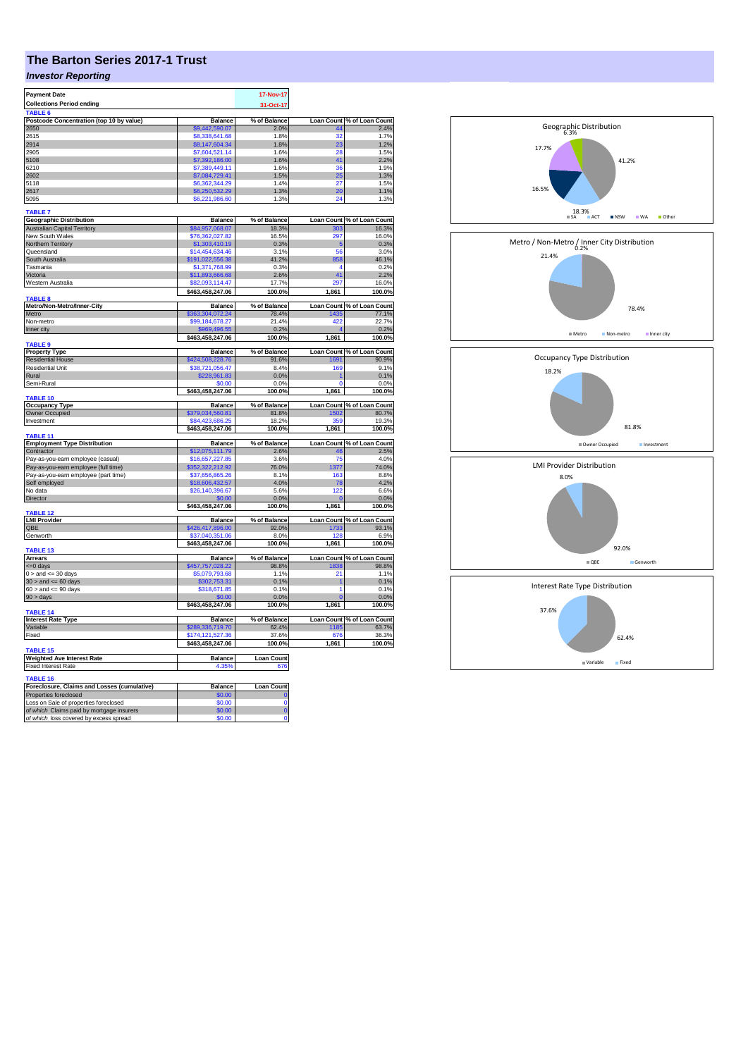# The Barton Series 2017-1 Trust

## *Investor Reporting*

| Payment Date | 17-Nov-17 |
|---|---|
| Collections Period ending | 31-Oct-17 |

**TABLE 6**

| Postcode Concentration (top 10 by value) | Balance | % of Balance | Loan Count | % of Loan Count |
|---|---|---|---|---|
| 2650 | $9,442,590.07 | 2.0% | 44 | 2.4% |
| 2615 | $8,338,641.68 | 1.8% | 32 | 1.7% |
| 2914 | $8,147,604.34 | 1.8% | 23 | 1.2% |
| 2905 | $7,604,521.14 | 1.6% | 28 | 1.5% |
| 5108 | $7,392,186.00 | 1.6% | 41 | 2.2% |
| 6210 | $7,389,449.11 | 1.6% | 36 | 1.9% |
| 2602 | $7,084,729.41 | 1.5% | 25 | 1.3% |
| 5118 | $6,362,344.29 | 1.4% | 27 | 1.5% |
| 2617 | $6,250,532.29 | 1.3% | 20 | 1.1% |
| 5095 | $6,221,986.60 | 1.3% | 24 | 1.3% |

**TABLE 7**

| Geographic Distribution | Balance | % of Balance | Loan Count | % of Loan Count |
|---|---|---|---|---|
| Australian Capital Territory | $84,957,068.07 | 18.3% | 303 | 16.3% |
| New South Wales | $76,362,027.82 | 16.5% | 297 | 16.0% |
| Northern Territory | $1,303,410.19 | 0.3% | 5 | 0.3% |
| Queensland | $14,454,634.46 | 3.1% | 56 | 3.0% |
| South Australia | $191,022,556.38 | 41.2% | 858 | 46.1% |
| Tasmania | $1,371,768.99 | 0.3% | 4 | 0.2% |
| Victoria | $11,893,666.68 | 2.6% | 41 | 2.2% |
| Western Australia | $82,093,114.47 | 17.7% | 297 | 16.0% |
| | $463,458,247.06 | 100.0% | 1,861 | 100.0% |

**TABLE 8**

| Metro/Non-Metro/Inner-City | Balance | % of Balance | Loan Count | % of Loan Count |
|---|---|---|---|---|
| Metro | $363,304,072.24 | 78.4% | 1435 | 77.1% |
| Non-metro | $99,184,678.27 | 21.4% | 422 | 22.7% |
| Inner city | $969,496.55 | 0.2% | 4 | 0.2% |
| | $463,458,247.06 | 100.0% | 1,861 | 100.0% |

**TABLE 9**

| Property Type | Balance | % of Balance | Loan Count | % of Loan Count |
|---|---|---|---|---|
| Residential House | $424,508,228.76 | 91.6% | 1691 | 90.9% |
| Residential Unit | $38,721,056.47 | 8.4% | 169 | 9.1% |
| Rural | $228,961.83 | 0.0% | 1 | 0.1% |
| Semi-Rural | $0.00 | 0.0% | 0 | 0.0% |
| | $463,458,247.06 | 100.0% | 1,861 | 100.0% |

**TABLE 10**

| Occupancy Type | Balance | % of Balance | Loan Count | % of Loan Count |
|---|---|---|---|---|
| Owner Occupied | $379,034,560.81 | 81.8% | 1502 | 80.7% |
| Investment | $84,423,686.25 | 18.2% | 359 | 19.3% |
| | $463,458,247.06 | 100.0% | 1,861 | 100.0% |

**TABLE 11**

| Employment Type Distribution | Balance | % of Balance | Loan Count | % of Loan Count |
|---|---|---|---|---|
| Contractor | $12,075,111.79 | 2.6% | 46 | 2.5% |
| Pay-as-you-earn employee (casual) | $16,657,227.85 | 3.6% | 75 | 4.0% |
| Pay-as-you-earn employee (full time) | $352,322,212.92 | 76.0% | 1377 | 74.0% |
| Pay-as-you-earn employee (part time) | $37,656,865.26 | 8.1% | 163 | 8.8% |
| Self employed | $18,606,432.57 | 4.0% | 78 | 4.2% |
| No data | $26,140,396.67 | 5.6% | 122 | 6.6% |
| Director | $0.00 | 0.0% | 0 | 0.0% |
| | $463,458,247.06 | 100.0% | 1,861 | 100.0% |

**TABLE 12**

| LMI Provider | Balance | % of Balance | Loan Count | % of Loan Count |
|---|---|---|---|---|
| QBE | $426,417,896.00 | 92.0% | 1733 | 93.1% |
| Genworth | $37,040,351.06 | 8.0% | 128 | 6.9% |
| | $463,458,247.06 | 100.0% | 1,861 | 100.0% |

**TABLE 13**

| Arrears | Balance | % of Balance | Loan Count | % of Loan Count |
|---|---|---|---|---|
| <=0 days | $457,757,028.22 | 98.8% | 1838 | 98.8% |
| 0 > and <= 30 days | $5,079,793.68 | 1.1% | 21 | 1.1% |
| 30 > and <= 60 days | $302,753.31 | 0.1% | 1 | 0.1% |
| 60 > and <= 90 days | $318,671.85 | 0.1% | 1 | 0.1% |
| 90 > days | $0.00 | 0.0% | 0 | 0.0% |
| | $463,458,247.06 | 100.0% | 1,861 | 100.0% |

**TABLE 14**

| Interest Rate Type | Balance | % of Balance | Loan Count | % of Loan Count |
|---|---|---|---|---|
| Variable | $289,336,719.70 | 62.4% | 1185 | 63.7% |
| Fixed | $174,121,527.36 | 37.6% | 676 | 36.3% |
| | $463,458,247.06 | 100.0% | 1,861 | 100.0% |

**TABLE 15**

| Weighted Ave Interest Rate | Balance | Loan Count |
|---|---|---|
| Fixed Interest Rate | 4.35% | 676 |

**TABLE 16**

| Foreclosure, Claims and Losses (cumulative) | Balance | Loan Count |
|---|---|---|
| Properties foreclosed | $0.00 | 0 |
| Loss on Sale of properties foreclosed | $0.00 | 0 |
| *of which* Claims paid by mortgage insurers | $0.00 | 0 |
| *of which* loss covered by excess spread | $0.00 | 0 |

Geographic Distribution

Metro / Non-Metro / Inner City Distribution

Occupancy Type Distribution

LMI Provider Distribution

Interest Rate Type Distribution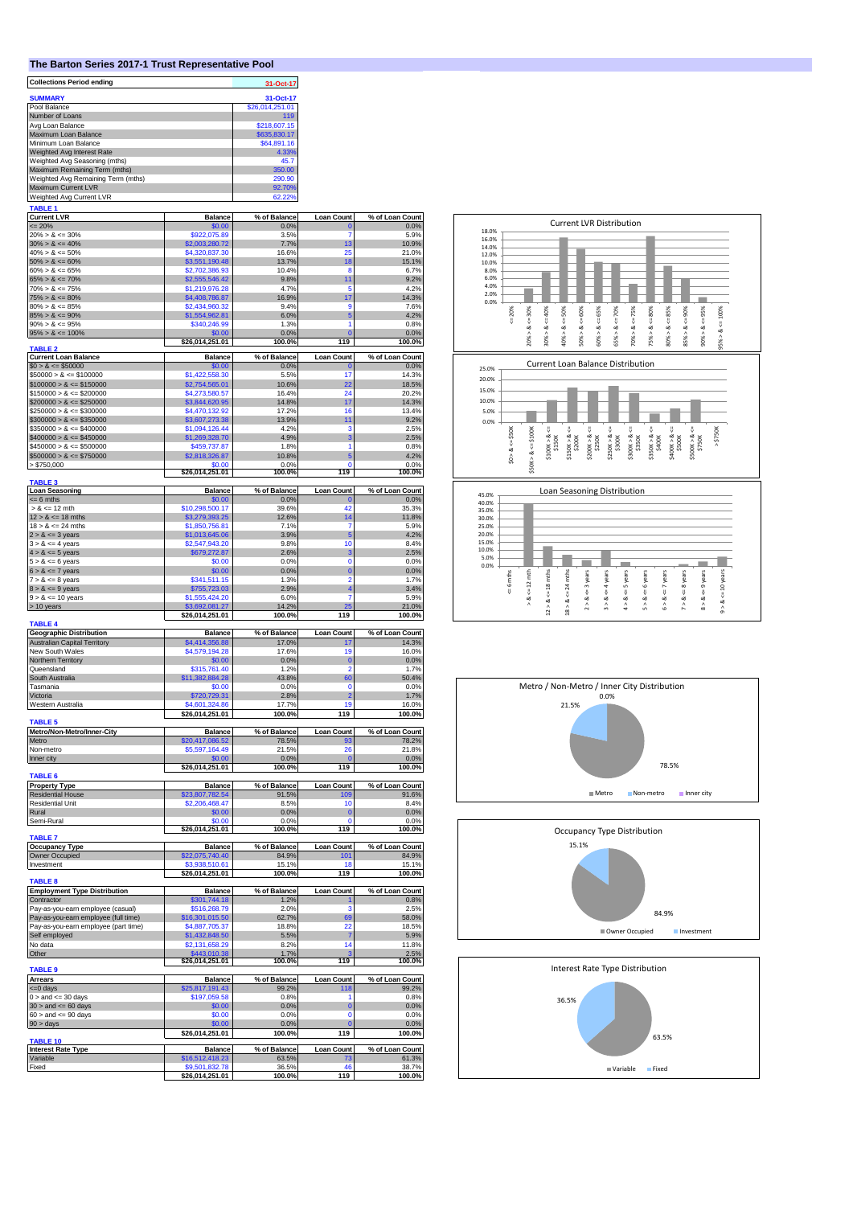# The Barton Series 2017-1 Trust Representative Pool

| Collections Period ending | 31-Oct-17 |
|---|---|

| SUMMARY | 31-Oct-17 |
|---|---|
| Pool Balance | $26,014,251.01 |
| Number of Loans | 119 |
| Avg Loan Balance | $218,607.15 |
| Maximum Loan Balance | $635,830.17 |
| Minimum Loan Balance | $64,891.16 |
| Weighted Avg Interest Rate | 4.33% |
| Weighted Avg Seasoning (mths) | 45.7 |
| Maximum Remaining Term (mths) | 350.00 |
| Weighted Avg Remaining Term (mths) | 290.90 |
| Maximum Current LVR | 92.70% |
| Weighted Avg Current LVR | 62.22% |

TABLE 1

| Current LVR | Balance | % of Balance | Loan Count | % of Loan Count |
|---|---|---|---|---|
| <= 20% | $0.00 | 0.0% | 0 | 0.0% |
| 20% > & <= 30% | $922,075.89 | 3.5% | 7 | 5.9% |
| 30% > & <= 40% | $2,003,280.72 | 7.7% | 13 | 10.9% |
| 40% > & <= 50% | $4,320,837.30 | 16.6% | 25 | 21.0% |
| 50% > & <= 60% | $3,551,190.48 | 13.7% | 18 | 15.1% |
| 60% > & <= 65% | $2,702,386.93 | 10.4% | 8 | 6.7% |
| 65% > & <= 70% | $2,555,546.42 | 9.8% | 11 | 9.2% |
| 70% > & <= 75% | $1,219,976.28 | 4.7% | 5 | 4.2% |
| 75% > & <= 80% | $4,408,786.87 | 16.9% | 17 | 14.3% |
| 80% > & <= 85% | $2,434,960.32 | 9.4% | 9 | 7.6% |
| 85% > & <= 90% | $1,554,962.81 | 6.0% | 5 | 4.2% |
| 90% > & <= 95% | $340,246.99 | 1.3% | 1 | 0.8% |
| 95% > & <= 100% | $0.00 | 0.0% | 0 | 0.0% |
| | $26,014,251.01 | 100.0% | 119 | 100.0% |

Current LVR Distribution

18.0%
16.0%
14.0%
12.0%
10.0%
8.0%
6.0%
4.0%
2.0%
0.0%

<= 20%
20% > & <= 30%
30% > & <= 40%
40% > & <= 50%
50% > & <= 60%
60% > & <= 65%
65% > & <= 70%
70% > & <= 75%
75% > & <= 80%
80% > & <= 85%
85% > & <= 90%
90% > & <= 95%
95% > & <= 100%

TABLE 2

| Current Loan Balance | Balance | % of Balance | Loan Count | % of Loan Count |
|---|---|---|---|---|
| $0 > & <= $50000 | $0.00 | 0.0% | 0 | 0.0% |
| $50000 > & <= $100000 | $1,422,558.30 | 5.5% | 17 | 14.3% |
| $100000 > & <= $150000 | $2,754,565.01 | 10.6% | 22 | 18.5% |
| $150000 > & <= $200000 | $4,273,580.57 | 16.4% | 24 | 20.2% |
| $200000 > & <= $250000 | $3,844,620.95 | 14.8% | 17 | 14.3% |
| $250000 > & <= $300000 | $4,470,132.92 | 17.2% | 16 | 13.4% |
| $300000 > & <= $350000 | $3,607,273.38 | 13.9% | 11 | 9.2% |
| $350000 > & <= $400000 | $1,094,126.44 | 4.2% | 3 | 2.5% |
| $400000 > & <= $450000 | $1,269,328.70 | 4.9% | 3 | 2.5% |
| $450000 > & <= $500000 | $459,737.87 | 1.8% | 1 | 0.8% |
| $500000 > & <= $750000 | $2,818,326.87 | 10.8% | 5 | 4.2% |
| > $750,000 | $0.00 | 0.0% | 0 | 0.0% |
| | $26,014,251.01 | 100.0% | 119 | 100.0% |

Current Loan Balance Distribution

25.0%
20.0%
15.0%
10.0%
5.0%
0.0%

$0 > & <= $50K
$50K > & <= $100K
$100K > & <= $150K
$150K > & <= $200K
$200K > & <= $250K
$250K > & <= $300K
$300K > & <= $350K
$350K > & <= $400K
$400K > & <= $500K
$500K > & <= $750K
> $750K

TABLE 3

| Loan Seasoning | Balance | % of Balance | Loan Count | % of Loan Count |
|---|---|---|---|---|
| <= 6 mths | $0.00 | 0.0% | 0 | 0.0% |
| > & <= 12 mth | $10,298,500.17 | 39.6% | 42 | 35.3% |
| 12 > & <= 18 mths | $3,279,393.25 | 12.6% | 14 | 11.8% |
| 18 > & <= 24 mths | $1,850,756.81 | 7.1% | 7 | 5.9% |
| 2 > & <= 3 years | $1,013,645.06 | 3.9% | 5 | 4.2% |
| 3 > & <= 4 years | $2,547,943.20 | 9.8% | 10 | 8.4% |
| 4 > & <= 5 years | $679,272.87 | 2.6% | 3 | 2.5% |
| 5 > & <= 6 years | $0.00 | 0.0% | 0 | 0.0% |
| 6 > & <= 7 years | $0.00 | 0.0% | 0 | 0.0% |
| 7 > & <= 8 years | $341,511.15 | 1.3% | 2 | 1.7% |
| 8 > & <= 9 years | $755,723.03 | 2.9% | 4 | 3.4% |
| 9 > & <= 10 years | $1,555,424.20 | 6.0% | 7 | 5.9% |
| > 10 years | $3,692,081.27 | 14.2% | 25 | 21.0% |
| | $26,014,251.01 | 100.0% | 119 | 100.0% |

Loan Seasoning Distribution

45.0%
40.0%
35.0%
30.0%
25.0%
20.0%
15.0%
10.0%
5.0%
0.0%

<= 6 mths
> & <= 12 mth
12 > & <= 18 mths
18 > & <= 24 mths
2 > & <= 3 years
3 > & <= 4 years
4 > & <= 5 years
5 > & <= 6 years
6 > & <= 7 years
7 > & <= 8 years
8 > & <= 9 years
9 > & <= 10 years

TABLE 4

| Geographic Distribution | Balance | % of Balance | Loan Count | % of Loan Count |
|---|---|---|---|---|
| Australian Capital Territory | $4,414,356.88 | 17.0% | 17 | 14.3% |
| New South Wales | $4,579,194.28 | 17.6% | 19 | 16.0% |
| Northern Territory | $0.00 | 0.0% | 0 | 0.0% |
| Queensland | $315,761.40 | 1.2% | 2 | 1.7% |
| South Australia | $11,382,884.28 | 43.8% | 60 | 50.4% |
| Tasmania | $0.00 | 0.0% | 0 | 0.0% |
| Victoria | $720,729.31 | 2.8% | 2 | 1.7% |
| Western Australia | $4,601,324.86 | 17.7% | 19 | 16.0% |
| | $26,014,251.01 | 100.0% | 119 | 100.0% |

TABLE 5

| Metro/Non-Metro/Inner-City | Balance | % of Balance | Loan Count | % of Loan Count |
|---|---|---|---|---|
| Metro | $20,417,086.52 | 78.5% | 93 | 78.2% |
| Non-metro | $5,597,164.49 | 21.5% | 26 | 21.8% |
| Inner city | $0.00 | 0.0% | 0 | 0.0% |
| | $26,014,251.01 | 100.0% | 119 | 100.0% |

Metro / Non-Metro / Inner City Distribution

21.5%
0.0%
78.5%

Metro Non-metro Inner city

TABLE 6

| Property Type | Balance | % of Balance | Loan Count | % of Loan Count |
|---|---|---|---|---|
| Residential House | $23,807,782.54 | 91.5% | 109 | 91.6% |
| Residential Unit | $2,206,468.47 | 8.5% | 10 | 8.4% |
| Rural | $0.00 | 0.0% | 0 | 0.0% |
| Semi-Rural | $0.00 | 0.0% | 0 | 0.0% |
| | $26,014,251.01 | 100.0% | 119 | 100.0% |

TABLE 7

| Occupancy Type | Balance | % of Balance | Loan Count | % of Loan Count |
|---|---|---|---|---|
| Owner Occupied | $22,075,740.40 | 84.9% | 101 | 84.9% |
| Investment | $3,938,510.61 | 15.1% | 18 | 15.1% |
| | $26,014,251.01 | 100.0% | 119 | 100.0% |

Occupancy Type Distribution

15.1%
84.9%

Owner Occupied Investment

TABLE 8

| Employment Type Distribution | Balance | % of Balance | Loan Count | % of Loan Count |
|---|---|---|---|---|
| Contractor | $301,744.18 | 1.2% | 1 | 0.8% |
| Pay-as-you-earn employee (casual) | $516,268.79 | 2.0% | 3 | 2.5% |
| Pay-as-you-earn employee (full time) | $16,301,015.50 | 62.7% | 69 | 58.0% |
| Pay-as-you-earn employee (part time) | $4,887,705.37 | 18.8% | 22 | 18.5% |
| Self employed | $1,432,848.50 | 5.5% | 7 | 5.9% |
| No data | $2,131,658.29 | 8.2% | 14 | 11.8% |
| Other | $443,010.38 | 1.7% | 3 | 2.5% |
| | $26,014,251.01 | 100.0% | 119 | 100.0% |

TABLE 9

| Arrears | Balance | % of Balance | Loan Count | % of Loan Count |
|---|---|---|---|---|
| <=0 days | $25,817,191.43 | 99.2% | 118 | 99.2% |
| 0 > and <= 30 days | $197,059.58 | 0.8% | 1 | 0.8% |
| 30 > and <= 60 days | $0.00 | 0.0% | 0 | 0.0% |
| 60 > and <= 90 days | $0.00 | 0.0% | 0 | 0.0% |
| 90 > days | $0.00 | 0.0% | 0 | 0.0% |
| | $26,014,251.01 | 100.0% | 119 | 100.0% |

TABLE 10

| Interest Rate Type | Balance | % of Balance | Loan Count | % of Loan Count |
|---|---|---|---|---|
| Variable | $16,512,418.23 | 63.5% | 73 | 61.3% |
| Fixed | $9,501,832.78 | 36.5% | 46 | 38.7% |
| | $26,014,251.01 | 100.0% | 119 | 100.0% |

Interest Rate Type Distribution

36.5%
63.5%

Variable Fixed